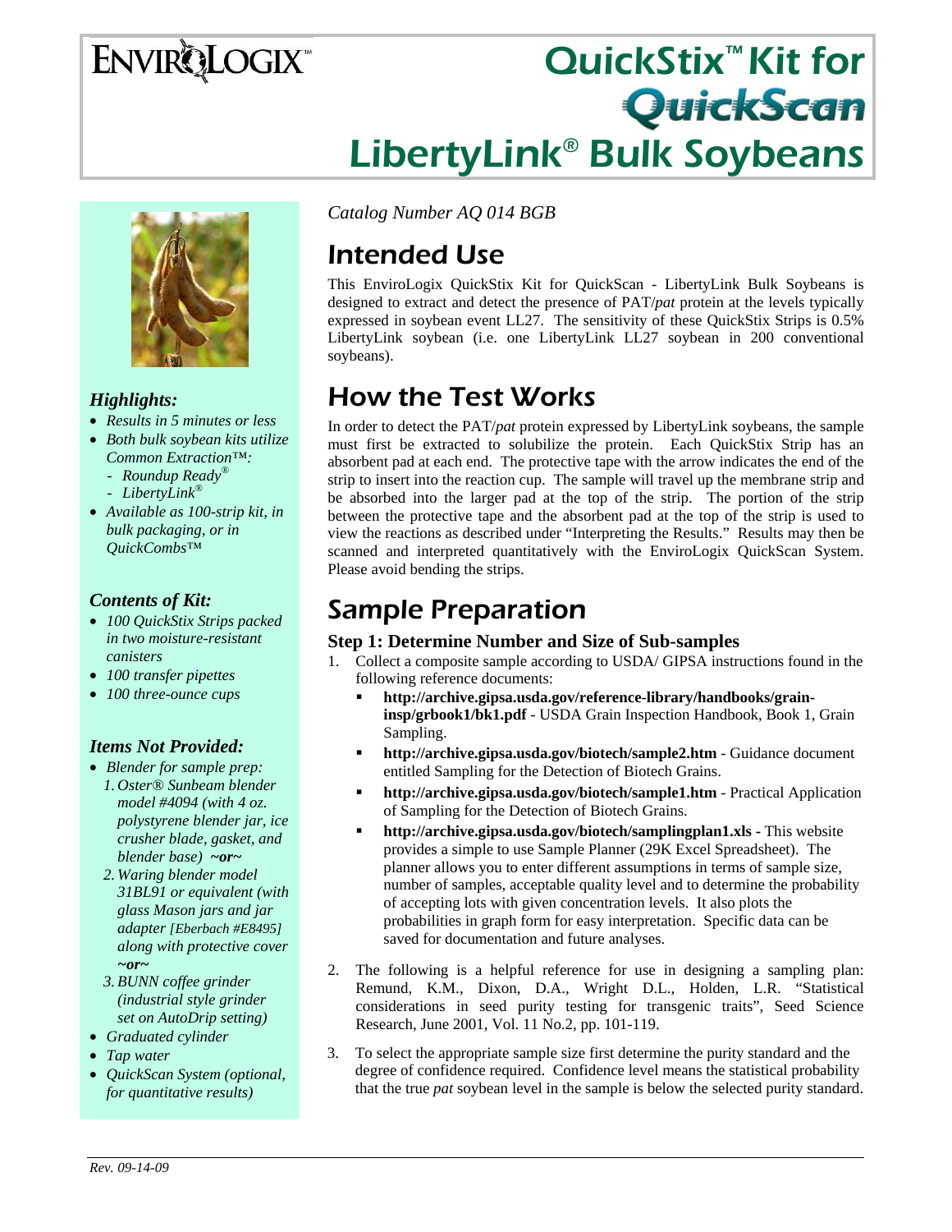# QuickStix™ Kit for QuickScan LibertyLink® Bulk Soybeans

ENVIROLOGIX™

### *Highlights:*

- *Results in 5 minutes or less*
- *Both bulk soybean kits utilize Common Extraction™:*
  - *Roundup Ready®*
  - *LibertyLink®*
- *Available as 100-strip kit, in bulk packaging, or in QuickCombs™*

### *Contents of Kit:*

- *100 QuickStix Strips packed in two moisture-resistant canisters*
- *100 transfer pipettes*
- *100 three-ounce cups*

### *Items Not Provided:*

- *Blender for sample prep:*
  1. *Oster® Sunbeam blender model #4094 (with 4 oz. polystyrene blender jar, ice crusher blade, gasket, and blender base)* **~or~**
  2. *Waring blender model 31BL91 or equivalent (with glass Mason jars and jar adapter [Eberbach #E8495] along with protective cover* **~or~**
  3. *BUNN coffee grinder (industrial style grinder set on AutoDrip setting)*
- *Graduated cylinder*
- *Tap water*
- *QuickScan System (optional, for quantitative results)*

*Catalog Number AQ 014 BGB*

## Intended Use

This EnviroLogix QuickStix Kit for QuickScan - LibertyLink Bulk Soybeans is designed to extract and detect the presence of PAT/*pat* protein at the levels typically expressed in soybean event LL27. The sensitivity of these QuickStix Strips is 0.5% LibertyLink soybean (i.e. one LibertyLink LL27 soybean in 200 conventional soybeans).

## How the Test Works

In order to detect the PAT/*pat* protein expressed by LibertyLink soybeans, the sample must first be extracted to solubilize the protein. Each QuickStix Strip has an absorbent pad at each end. The protective tape with the arrow indicates the end of the strip to insert into the reaction cup. The sample will travel up the membrane strip and be absorbed into the larger pad at the top of the strip. The portion of the strip between the protective tape and the absorbent pad at the top of the strip is used to view the reactions as described under "Interpreting the Results." Results may then be scanned and interpreted quantitatively with the EnviroLogix QuickScan System. Please avoid bending the strips.

## Sample Preparation

### Step 1: Determine Number and Size of Sub-samples

1. Collect a composite sample according to USDA/ GIPSA instructions found in the following reference documents:
   - **http://archive.gipsa.usda.gov/reference-library/handbooks/grain-insp/grbook1/bk1.pdf** - USDA Grain Inspection Handbook, Book 1, Grain Sampling.
   - **http://archive.gipsa.usda.gov/biotech/sample2.htm** - Guidance document entitled Sampling for the Detection of Biotech Grains.
   - **http://archive.gipsa.usda.gov/biotech/sample1.htm** - Practical Application of Sampling for the Detection of Biotech Grains.
   - **http://archive.gipsa.usda.gov/biotech/samplingplan1.xls** - This website provides a simple to use Sample Planner (29K Excel Spreadsheet). The planner allows you to enter different assumptions in terms of sample size, number of samples, acceptable quality level and to determine the probability of accepting lots with given concentration levels. It also plots the probabilities in graph form for easy interpretation. Specific data can be saved for documentation and future analyses.
2. The following is a helpful reference for use in designing a sampling plan: Remund, K.M., Dixon, D.A., Wright D.L., Holden, L.R. "Statistical considerations in seed purity testing for transgenic traits", Seed Science Research, June 2001, Vol. 11 No.2, pp. 101-119.
3. To select the appropriate sample size first determine the purity standard and the degree of confidence required. Confidence level means the statistical probability that the true *pat* soybean level in the sample is below the selected purity standard.

*Rev. 09-14-09*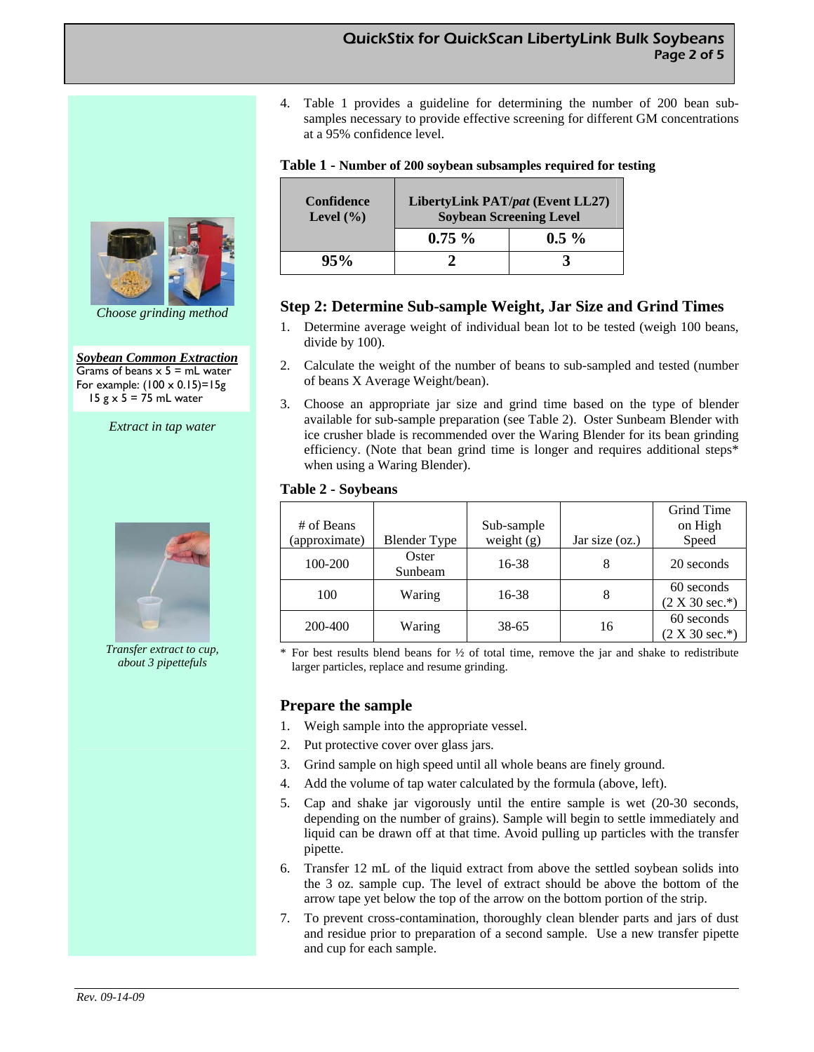4. Table 1 provides a guideline for determining the number of 200 bean sub-samples necessary to provide effective screening for different GM concentrations at a 95% confidence level.

**Table 1 - Number of 200 soybean subsamples required for testing**

| Confidence Level (%) | LibertyLink PAT/*pat* (Event LL27) Soybean Screening Level | |
|---|---|---|
| | **0.75 %** | **0.5 %** |
| **95%** | **2** | **3** |

*Choose grinding method*

***Soybean Common Extraction***
Grams of beans x 5 = mL water
For example: (100 x 0.15)=15g
15 g x 5 = 75 mL water

*Extract in tap water*

*Transfer extract to cup, about 3 pipettefuls*

## Step 2: Determine Sub-sample Weight, Jar Size and Grind Times

1. Determine average weight of individual bean lot to be tested (weigh 100 beans, divide by 100).
2. Calculate the weight of the number of beans to sub-sampled and tested (number of beans X Average Weight/bean).
3. Choose an appropriate jar size and grind time based on the type of blender available for sub-sample preparation (see Table 2). Oster Sunbeam Blender with ice crusher blade is recommended over the Waring Blender for its bean grinding efficiency. (Note that bean grind time is longer and requires additional steps* when using a Waring Blender).

**Table 2 - Soybeans**

| # of Beans (approximate) | Blender Type | Sub-sample weight (g) | Jar size (oz.) | Grind Time on High Speed |
|---|---|---|---|---|
| 100-200 | Oster Sunbeam | 16-38 | 8 | 20 seconds |
| 100 | Waring | 16-38 | 8 | 60 seconds (2 X 30 sec.*) |
| 200-400 | Waring | 38-65 | 16 | 60 seconds (2 X 30 sec.*) |

\* For best results blend beans for ½ of total time, remove the jar and shake to redistribute larger particles, replace and resume grinding.

## Prepare the sample

1. Weigh sample into the appropriate vessel.
2. Put protective cover over glass jars.
3. Grind sample on high speed until all whole beans are finely ground.
4. Add the volume of tap water calculated by the formula (above, left).
5. Cap and shake jar vigorously until the entire sample is wet (20-30 seconds, depending on the number of grains). Sample will begin to settle immediately and liquid can be drawn off at that time. Avoid pulling up particles with the transfer pipette.
6. Transfer 12 mL of the liquid extract from above the settled soybean solids into the 3 oz. sample cup. The level of extract should be above the bottom of the arrow tape yet below the top of the arrow on the bottom portion of the strip.
7. To prevent cross-contamination, thoroughly clean blender parts and jars of dust and residue prior to preparation of a second sample. Use a new transfer pipette and cup for each sample.

*Rev. 09-14-09*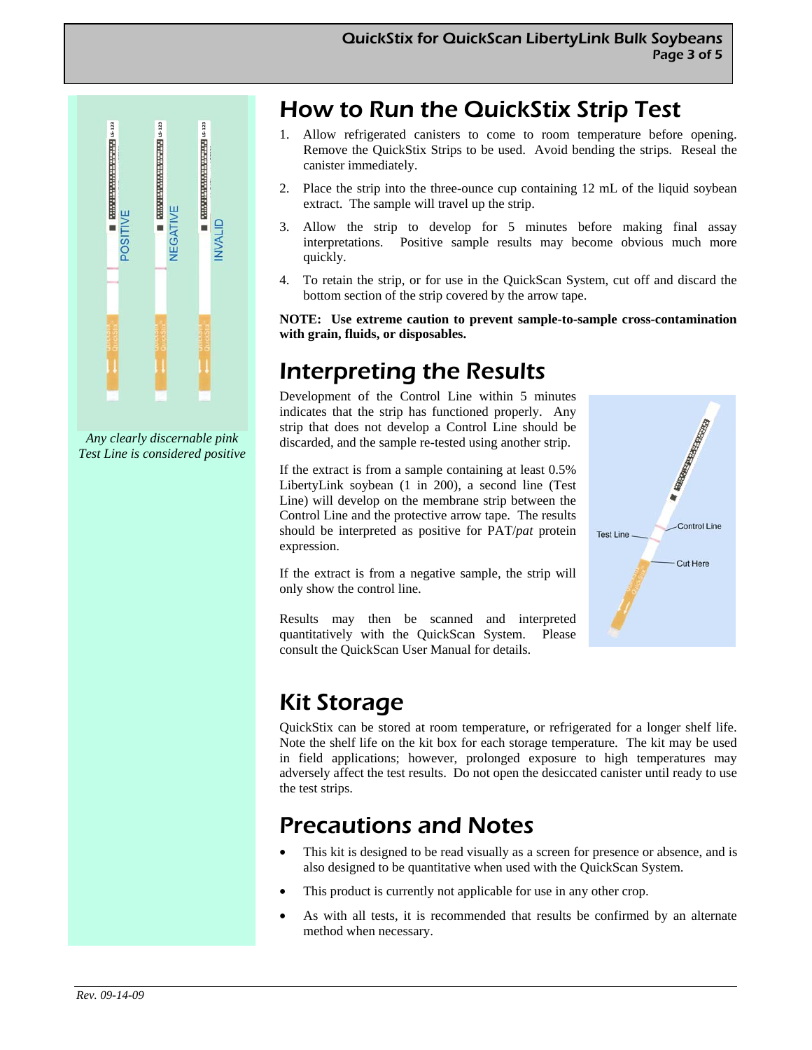## How to Run the QuickStix Strip Test

1. Allow refrigerated canisters to come to room temperature before opening. Remove the QuickStix Strips to be used. Avoid bending the strips. Reseal the canister immediately.
2. Place the strip into the three-ounce cup containing 12 mL of the liquid soybean extract. The sample will travel up the strip.
3. Allow the strip to develop for 5 minutes before making final assay interpretations. Positive sample results may become obvious much more quickly.
4. To retain the strip, or for use in the QuickScan System, cut off and discard the bottom section of the strip covered by the arrow tape.

**NOTE: Use extreme caution to prevent sample-to-sample cross-contamination with grain, fluids, or disposables.**

POSITIVE

NEGATIVE

INVALID

*Any clearly discernable pink Test Line is considered positive*

## Interpreting the Results

Development of the Control Line within 5 minutes indicates that the strip has functioned properly. Any strip that does not develop a Control Line should be discarded, and the sample re-tested using another strip.

If the extract is from a sample containing at least 0.5% LibertyLink soybean (1 in 200), a second line (Test Line) will develop on the membrane strip between the Control Line and the protective arrow tape. The results should be interpreted as positive for PAT/*pat* protein expression.

If the extract is from a negative sample, the strip will only show the control line.

Results may then be scanned and interpreted quantitatively with the QuickScan System. Please consult the QuickScan User Manual for details.

Test Line

Control Line

Cut Here

## Kit Storage

QuickStix can be stored at room temperature, or refrigerated for a longer shelf life. Note the shelf life on the kit box for each storage temperature. The kit may be used in field applications; however, prolonged exposure to high temperatures may adversely affect the test results. Do not open the desiccated canister until ready to use the test strips.

## Precautions and Notes

- This kit is designed to be read visually as a screen for presence or absence, and is also designed to be quantitative when used with the QuickScan System.
- This product is currently not applicable for use in any other crop.
- As with all tests, it is recommended that results be confirmed by an alternate method when necessary.

*Rev. 09-14-09*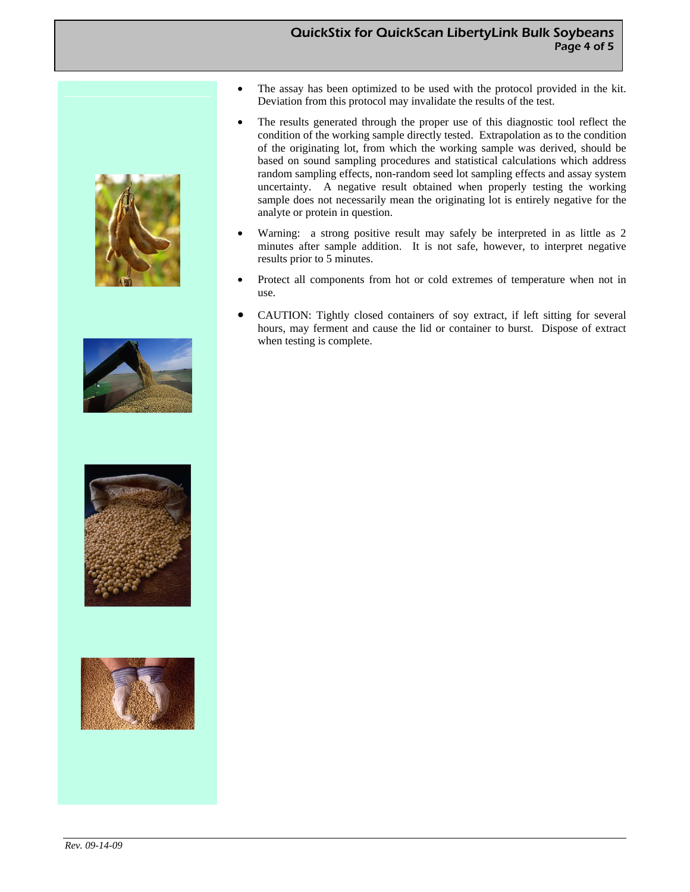- The assay has been optimized to be used with the protocol provided in the kit. Deviation from this protocol may invalidate the results of the test.
- The results generated through the proper use of this diagnostic tool reflect the condition of the working sample directly tested. Extrapolation as to the condition of the originating lot, from which the working sample was derived, should be based on sound sampling procedures and statistical calculations which address random sampling effects, non-random seed lot sampling effects and assay system uncertainty. A negative result obtained when properly testing the working sample does not necessarily mean the originating lot is entirely negative for the analyte or protein in question.
- Warning: a strong positive result may safely be interpreted in as little as 2 minutes after sample addition. It is not safe, however, to interpret negative results prior to 5 minutes.
- Protect all components from hot or cold extremes of temperature when not in use.
- CAUTION: Tightly closed containers of soy extract, if left sitting for several hours, may ferment and cause the lid or container to burst. Dispose of extract when testing is complete.

*Rev. 09-14-09*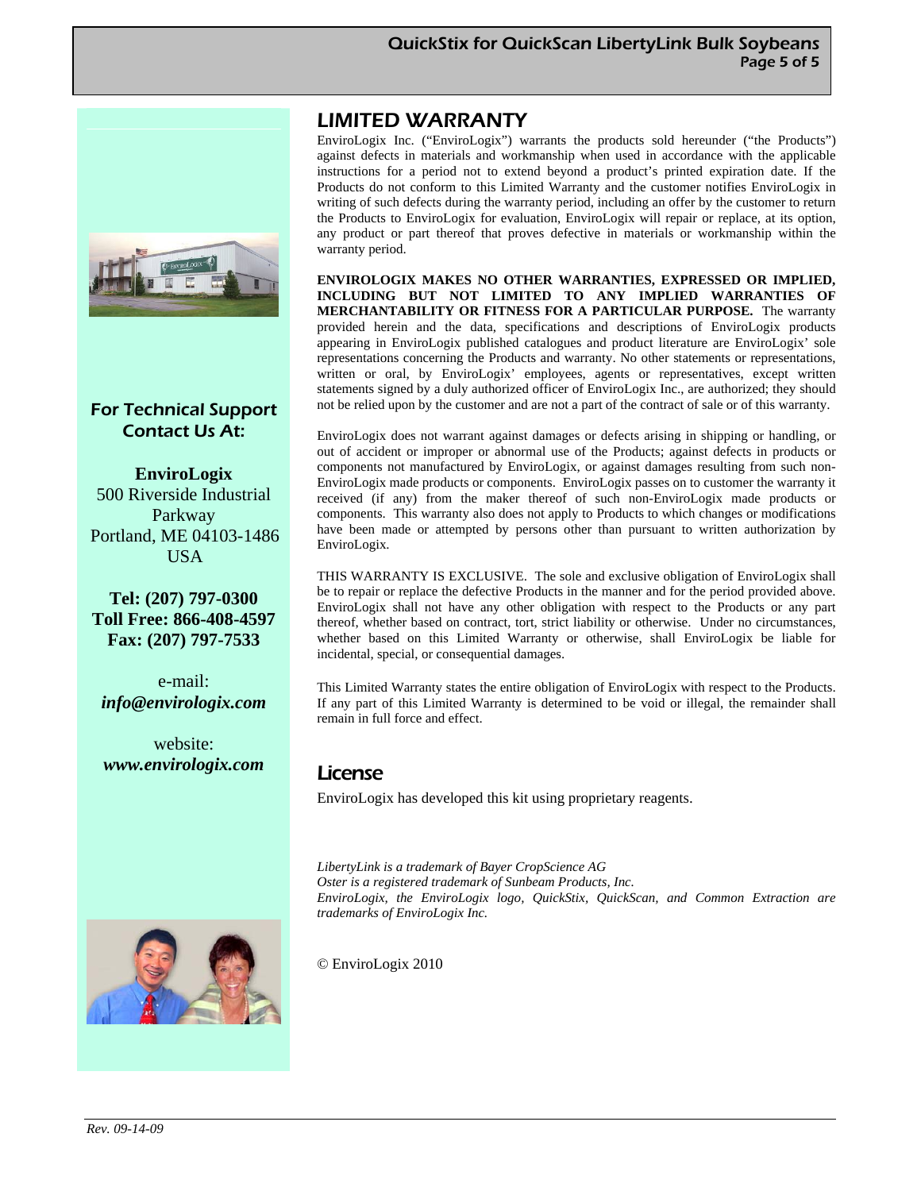## LIMITED WARRANTY

EnviroLogix Inc. ("EnviroLogix") warrants the products sold hereunder ("the Products") against defects in materials and workmanship when used in accordance with the applicable instructions for a period not to extend beyond a product's printed expiration date. If the Products do not conform to this Limited Warranty and the customer notifies EnviroLogix in writing of such defects during the warranty period, including an offer by the customer to return the Products to EnviroLogix for evaluation, EnviroLogix will repair or replace, at its option, any product or part thereof that proves defective in materials or workmanship within the warranty period.

**ENVIROLOGIX MAKES NO OTHER WARRANTIES, EXPRESSED OR IMPLIED, INCLUDING BUT NOT LIMITED TO ANY IMPLIED WARRANTIES OF MERCHANTABILITY OR FITNESS FOR A PARTICULAR PURPOSE.** The warranty provided herein and the data, specifications and descriptions of EnviroLogix products appearing in EnviroLogix published catalogues and product literature are EnviroLogix' sole representations concerning the Products and warranty. No other statements or representations, written or oral, by EnviroLogix' employees, agents or representatives, except written statements signed by a duly authorized officer of EnviroLogix Inc., are authorized; they should not be relied upon by the customer and are not a part of the contract of sale or of this warranty.

EnviroLogix does not warrant against damages or defects arising in shipping or handling, or out of accident or improper or abnormal use of the Products; against defects in products or components not manufactured by EnviroLogix, or against damages resulting from such non-EnviroLogix made products or components. EnviroLogix passes on to customer the warranty it received (if any) from the maker thereof of such non-EnviroLogix made products or components. This warranty also does not apply to Products to which changes or modifications have been made or attempted by persons other than pursuant to written authorization by EnviroLogix.

THIS WARRANTY IS EXCLUSIVE. The sole and exclusive obligation of EnviroLogix shall be to repair or replace the defective Products in the manner and for the period provided above. EnviroLogix shall not have any other obligation with respect to the Products or any part thereof, whether based on contract, tort, strict liability or otherwise. Under no circumstances, whether based on this Limited Warranty or otherwise, shall EnviroLogix be liable for incidental, special, or consequential damages.

This Limited Warranty states the entire obligation of EnviroLogix with respect to the Products. If any part of this Limited Warranty is determined to be void or illegal, the remainder shall remain in full force and effect.

## License

EnviroLogix has developed this kit using proprietary reagents.

*LibertyLink is a trademark of Bayer CropScience AG*
*Oster is a registered trademark of Sunbeam Products, Inc.*
*EnviroLogix, the EnviroLogix logo, QuickStix, QuickScan, and Common Extraction are trademarks of EnviroLogix Inc.*

© EnviroLogix 2010

### For Technical Support Contact Us At:

**EnviroLogix**
500 Riverside Industrial Parkway
Portland, ME 04103-1486
USA

**Tel: (207) 797-0300**
**Toll Free: 866-408-4597**
**Fax: (207) 797-7533**

e-mail:
***info@envirologix.com***

website:
***www.envirologix.com***

*Rev. 09-14-09*